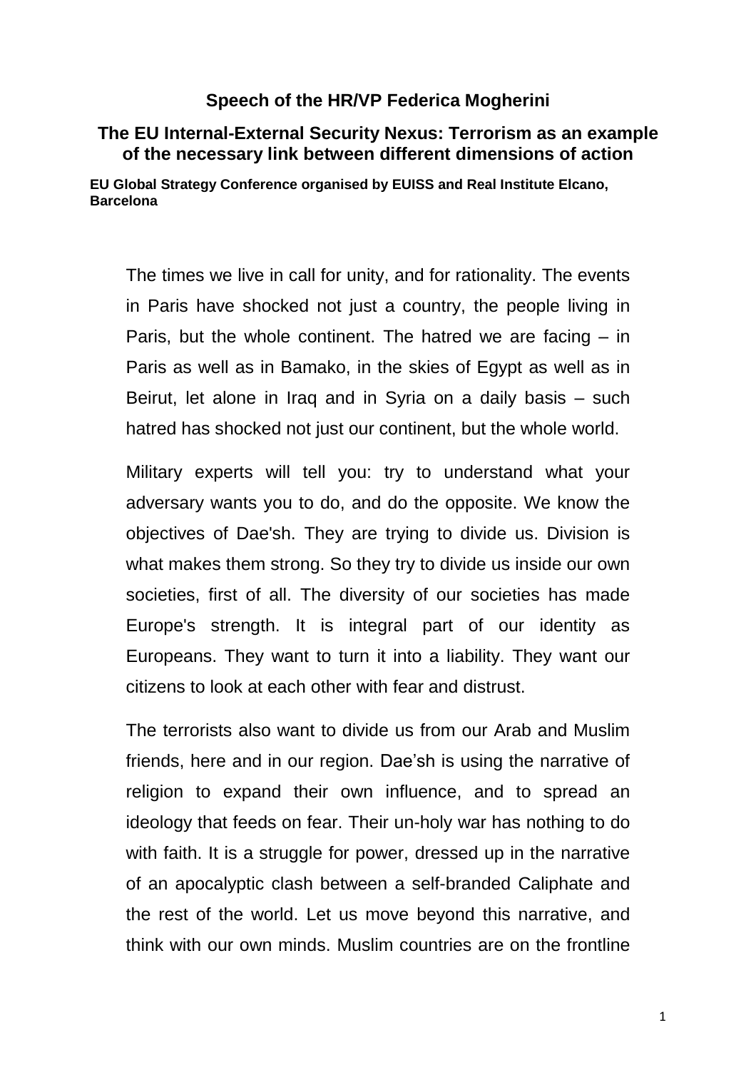# Speech of the HR/VP Federica Mogherini

## The EU Internal-External Security Nexus: Terrorism as an example of the necessary link between different dimensions of action

**EU Global Strategy Conference organised by EUISS and Real Institute Elcano, Barcelona**

The times we live in call for unity, and for rationality. The events in Paris have shocked not just a country, the people living in Paris, but the whole continent. The hatred we are facing – in Paris as well as in Bamako, in the skies of Egypt as well as in Beirut, let alone in Iraq and in Syria on a daily basis – such hatred has shocked not just our continent, but the whole world.

Military experts will tell you: try to understand what your adversary wants you to do, and do the opposite. We know the objectives of Dae'sh. They are trying to divide us. Division is what makes them strong. So they try to divide us inside our own societies, first of all. The diversity of our societies has made Europe's strength. It is integral part of our identity as Europeans. They want to turn it into a liability. They want our citizens to look at each other with fear and distrust.

The terrorists also want to divide us from our Arab and Muslim friends, here and in our region. Dae'sh is using the narrative of religion to expand their own influence, and to spread an ideology that feeds on fear. Their un-holy war has nothing to do with faith. It is a struggle for power, dressed up in the narrative of an apocalyptic clash between a self-branded Caliphate and the rest of the world. Let us move beyond this narrative, and think with our own minds. Muslim countries are on the frontline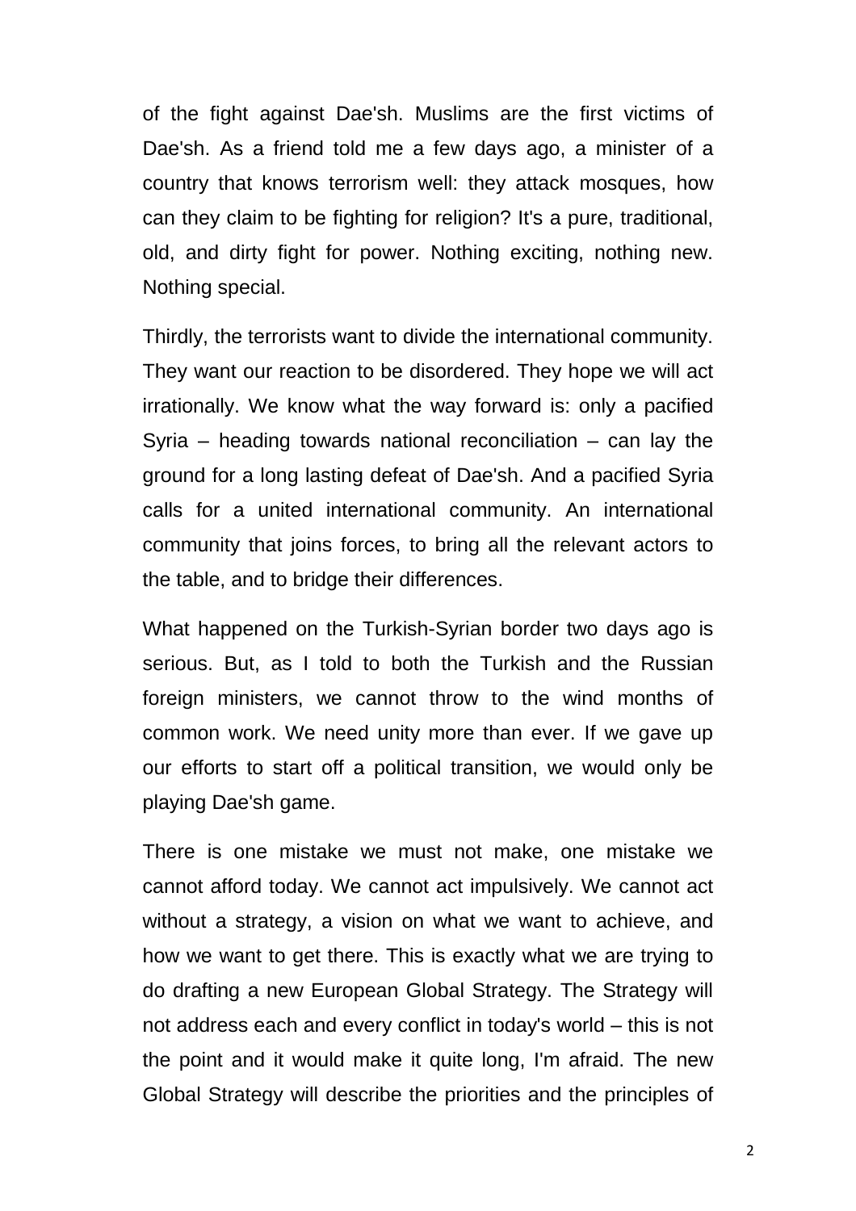of the fight against Dae'sh. Muslims are the first victims of Dae'sh. As a friend told me a few days ago, a minister of a country that knows terrorism well: they attack mosques, how can they claim to be fighting for religion? It's a pure, traditional, old, and dirty fight for power. Nothing exciting, nothing new. Nothing special.

Thirdly, the terrorists want to divide the international community. They want our reaction to be disordered. They hope we will act irrationally. We know what the way forward is: only a pacified Syria – heading towards national reconciliation – can lay the ground for a long lasting defeat of Dae'sh. And a pacified Syria calls for a united international community. An international community that joins forces, to bring all the relevant actors to the table, and to bridge their differences.

What happened on the Turkish-Syrian border two days ago is serious. But, as I told to both the Turkish and the Russian foreign ministers, we cannot throw to the wind months of common work. We need unity more than ever. If we gave up our efforts to start off a political transition, we would only be playing Dae'sh game.

There is one mistake we must not make, one mistake we cannot afford today. We cannot act impulsively. We cannot act without a strategy, a vision on what we want to achieve, and how we want to get there. This is exactly what we are trying to do drafting a new European Global Strategy. The Strategy will not address each and every conflict in today's world – this is not the point and it would make it quite long, I'm afraid. The new Global Strategy will describe the priorities and the principles of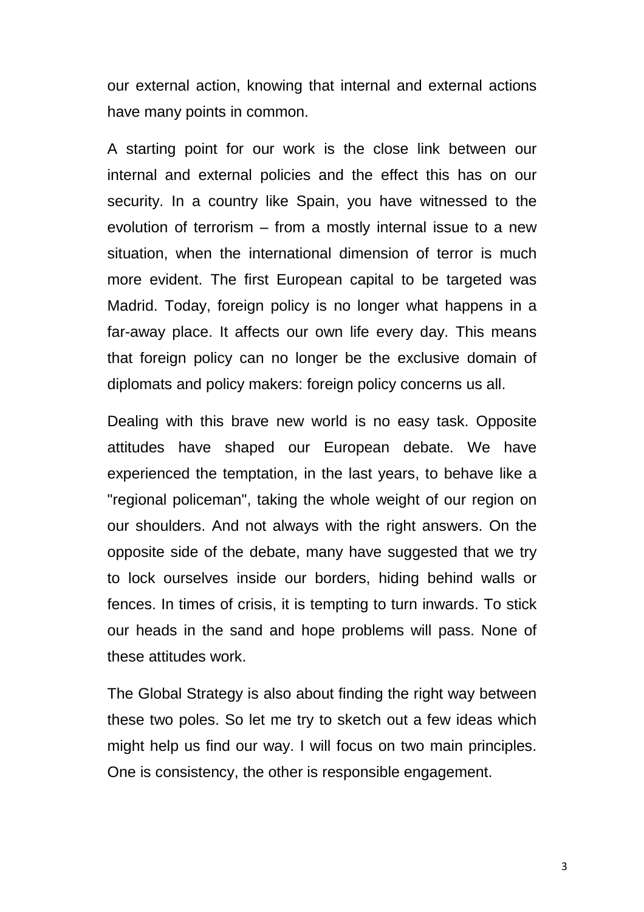our external action, knowing that internal and external actions have many points in common.

A starting point for our work is the close link between our internal and external policies and the effect this has on our security. In a country like Spain, you have witnessed to the evolution of terrorism – from a mostly internal issue to a new situation, when the international dimension of terror is much more evident. The first European capital to be targeted was Madrid. Today, foreign policy is no longer what happens in a far-away place. It affects our own life every day. This means that foreign policy can no longer be the exclusive domain of diplomats and policy makers: foreign policy concerns us all.

Dealing with this brave new world is no easy task. Opposite attitudes have shaped our European debate. We have experienced the temptation, in the last years, to behave like a "regional policeman", taking the whole weight of our region on our shoulders. And not always with the right answers. On the opposite side of the debate, many have suggested that we try to lock ourselves inside our borders, hiding behind walls or fences. In times of crisis, it is tempting to turn inwards. To stick our heads in the sand and hope problems will pass. None of these attitudes work.

The Global Strategy is also about finding the right way between these two poles. So let me try to sketch out a few ideas which might help us find our way. I will focus on two main principles. One is consistency, the other is responsible engagement.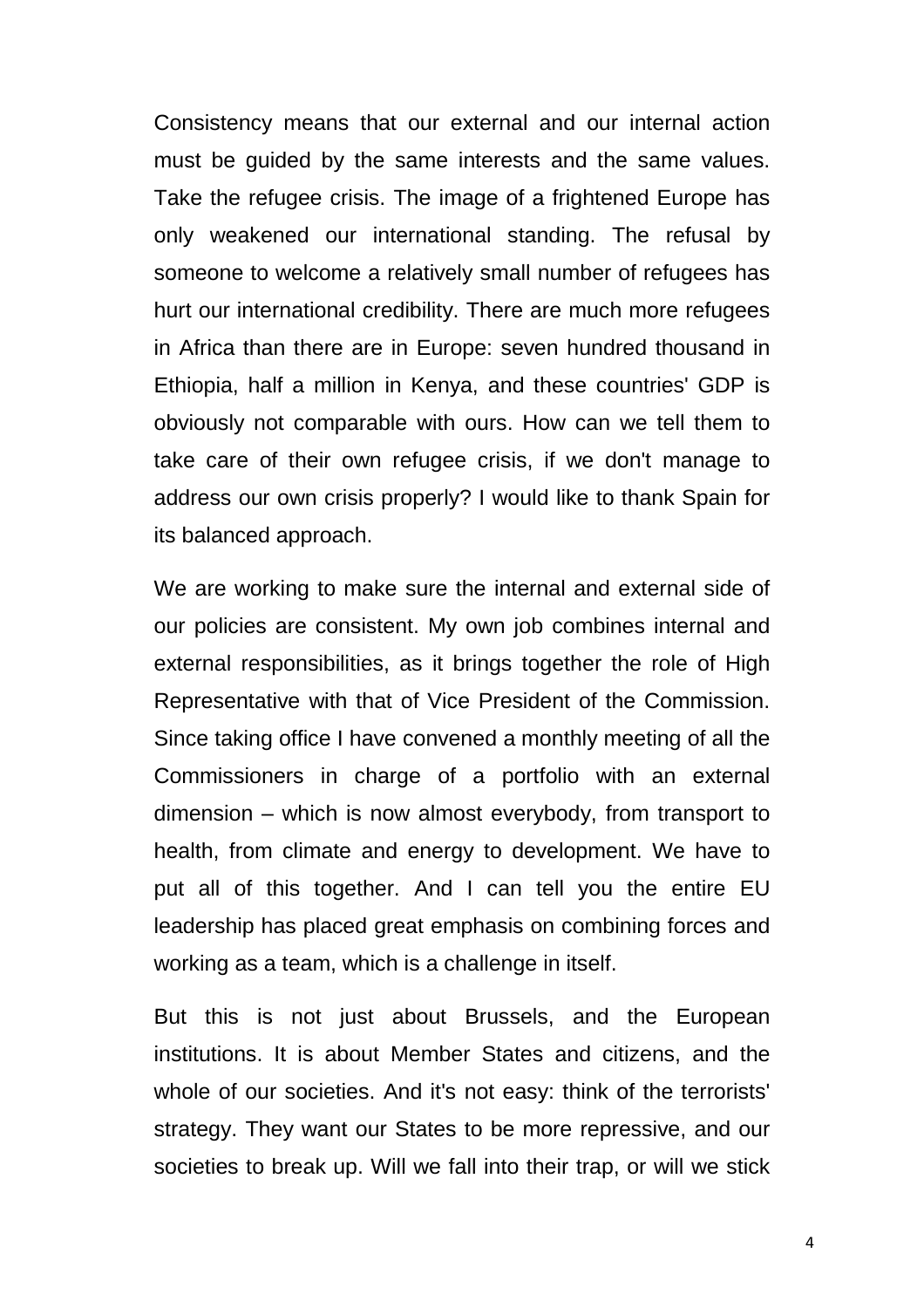Consistency means that our external and our internal action must be guided by the same interests and the same values. Take the refugee crisis. The image of a frightened Europe has only weakened our international standing. The refusal by someone to welcome a relatively small number of refugees has hurt our international credibility. There are much more refugees in Africa than there are in Europe: seven hundred thousand in Ethiopia, half a million in Kenya, and these countries' GDP is obviously not comparable with ours. How can we tell them to take care of their own refugee crisis, if we don't manage to address our own crisis properly? I would like to thank Spain for its balanced approach.

We are working to make sure the internal and external side of our policies are consistent. My own job combines internal and external responsibilities, as it brings together the role of High Representative with that of Vice President of the Commission. Since taking office I have convened a monthly meeting of all the Commissioners in charge of a portfolio with an external dimension – which is now almost everybody, from transport to health, from climate and energy to development. We have to put all of this together. And I can tell you the entire EU leadership has placed great emphasis on combining forces and working as a team, which is a challenge in itself.

But this is not just about Brussels, and the European institutions. It is about Member States and citizens, and the whole of our societies. And it's not easy: think of the terrorists' strategy. They want our States to be more repressive, and our societies to break up. Will we fall into their trap, or will we stick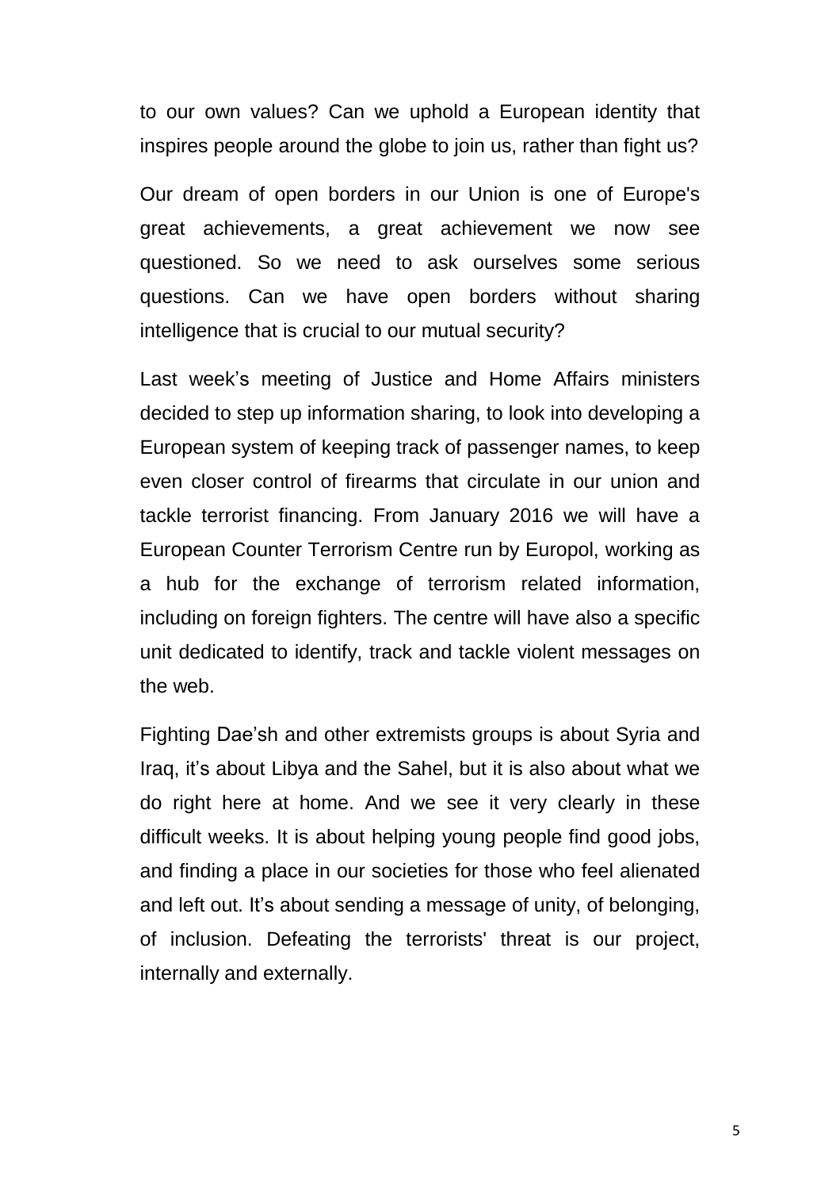to our own values? Can we uphold a European identity that inspires people around the globe to join us, rather than fight us?

Our dream of open borders in our Union is one of Europe's great achievements, a great achievement we now see questioned. So we need to ask ourselves some serious questions. Can we have open borders without sharing intelligence that is crucial to our mutual security?

Last week's meeting of Justice and Home Affairs ministers decided to step up information sharing, to look into developing a European system of keeping track of passenger names, to keep even closer control of firearms that circulate in our union and tackle terrorist financing. From January 2016 we will have a European Counter Terrorism Centre run by Europol, working as a hub for the exchange of terrorism related information, including on foreign fighters. The centre will have also a specific unit dedicated to identify, track and tackle violent messages on the web.

Fighting Dae'sh and other extremists groups is about Syria and Iraq, it's about Libya and the Sahel, but it is also about what we do right here at home. And we see it very clearly in these difficult weeks. It is about helping young people find good jobs, and finding a place in our societies for those who feel alienated and left out. It's about sending a message of unity, of belonging, of inclusion. Defeating the terrorists' threat is our project, internally and externally.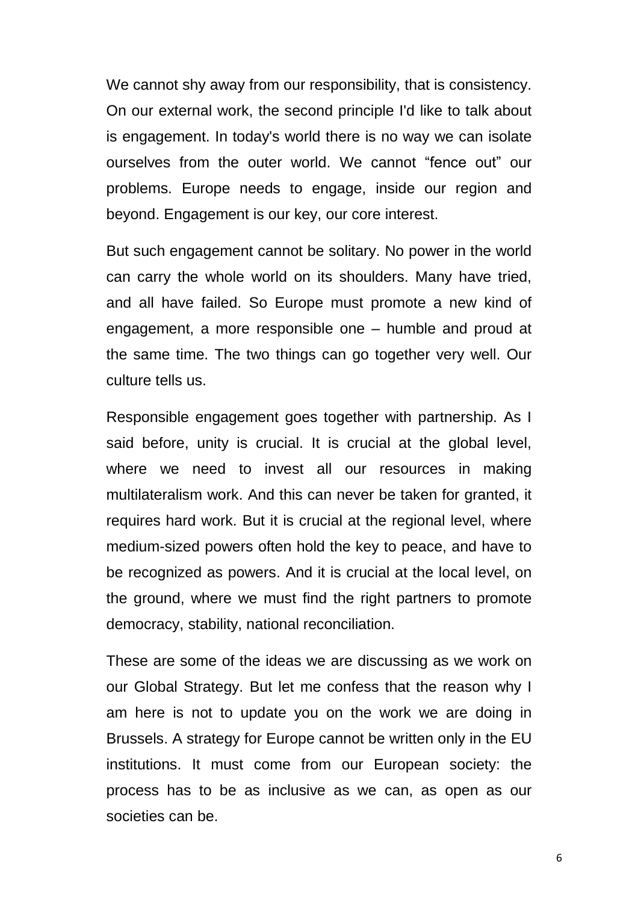We cannot shy away from our responsibility, that is consistency. On our external work, the second principle I'd like to talk about is engagement. In today's world there is no way we can isolate ourselves from the outer world. We cannot "fence out" our problems. Europe needs to engage, inside our region and beyond. Engagement is our key, our core interest.

But such engagement cannot be solitary. No power in the world can carry the whole world on its shoulders. Many have tried, and all have failed. So Europe must promote a new kind of engagement, a more responsible one – humble and proud at the same time. The two things can go together very well. Our culture tells us.

Responsible engagement goes together with partnership. As I said before, unity is crucial. It is crucial at the global level, where we need to invest all our resources in making multilateralism work. And this can never be taken for granted, it requires hard work. But it is crucial at the regional level, where medium-sized powers often hold the key to peace, and have to be recognized as powers. And it is crucial at the local level, on the ground, where we must find the right partners to promote democracy, stability, national reconciliation.

These are some of the ideas we are discussing as we work on our Global Strategy. But let me confess that the reason why I am here is not to update you on the work we are doing in Brussels. A strategy for Europe cannot be written only in the EU institutions. It must come from our European society: the process has to be as inclusive as we can, as open as our societies can be.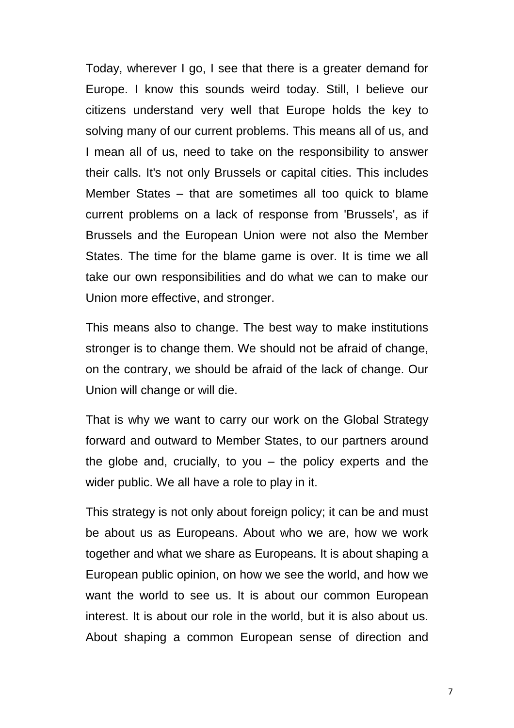Today, wherever I go, I see that there is a greater demand for Europe. I know this sounds weird today. Still, I believe our citizens understand very well that Europe holds the key to solving many of our current problems. This means all of us, and I mean all of us, need to take on the responsibility to answer their calls. It's not only Brussels or capital cities. This includes Member States – that are sometimes all too quick to blame current problems on a lack of response from 'Brussels', as if Brussels and the European Union were not also the Member States. The time for the blame game is over. It is time we all take our own responsibilities and do what we can to make our Union more effective, and stronger.

This means also to change. The best way to make institutions stronger is to change them. We should not be afraid of change, on the contrary, we should be afraid of the lack of change. Our Union will change or will die.

That is why we want to carry our work on the Global Strategy forward and outward to Member States, to our partners around the globe and, crucially, to you – the policy experts and the wider public. We all have a role to play in it.

This strategy is not only about foreign policy; it can be and must be about us as Europeans. About who we are, how we work together and what we share as Europeans. It is about shaping a European public opinion, on how we see the world, and how we want the world to see us. It is about our common European interest. It is about our role in the world, but it is also about us. About shaping a common European sense of direction and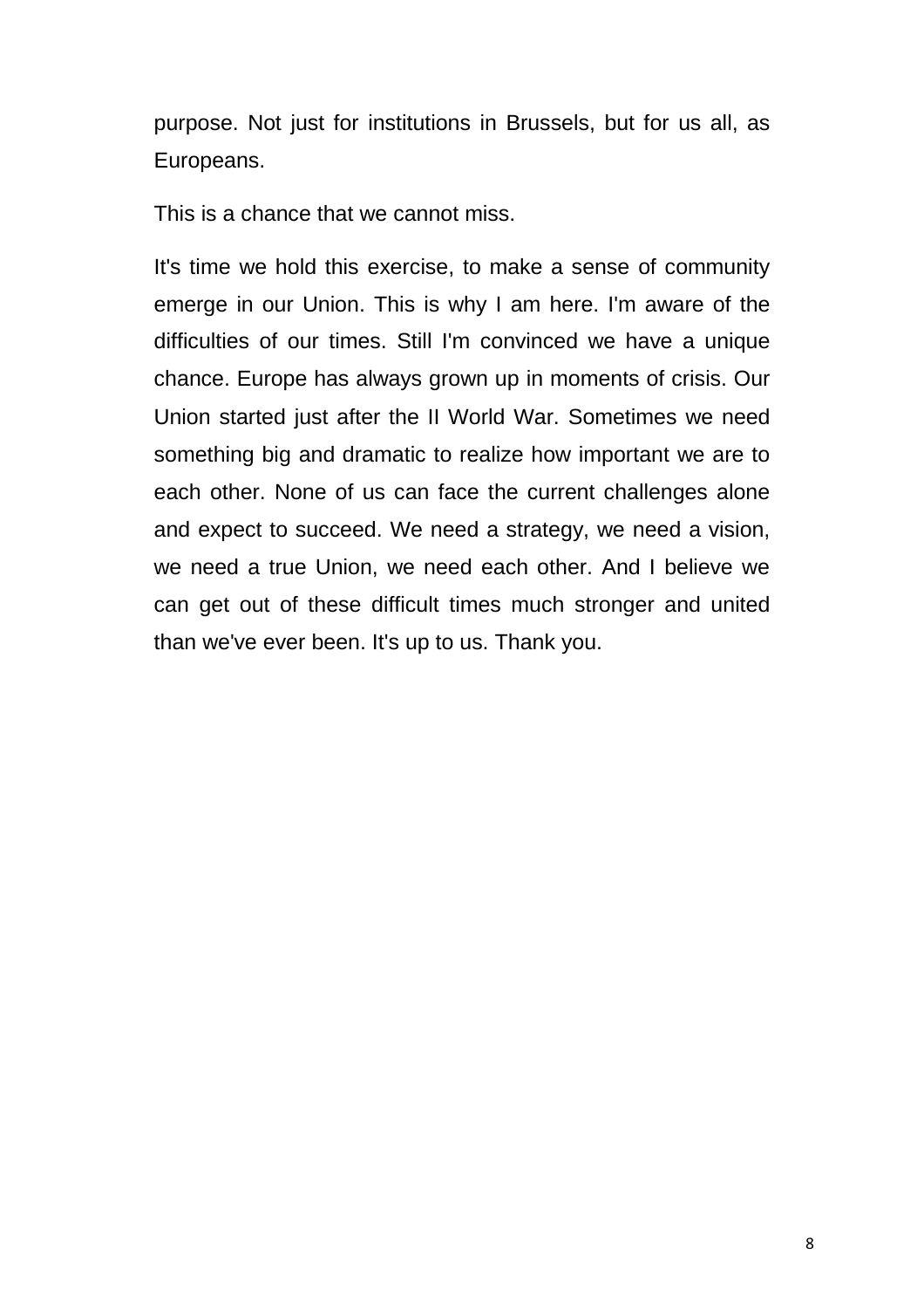purpose. Not just for institutions in Brussels, but for us all, as Europeans.

This is a chance that we cannot miss.

It's time we hold this exercise, to make a sense of community emerge in our Union. This is why I am here. I'm aware of the difficulties of our times. Still I'm convinced we have a unique chance. Europe has always grown up in moments of crisis. Our Union started just after the II World War. Sometimes we need something big and dramatic to realize how important we are to each other. None of us can face the current challenges alone and expect to succeed. We need a strategy, we need a vision, we need a true Union, we need each other. And I believe we can get out of these difficult times much stronger and united than we've ever been. It's up to us. Thank you.